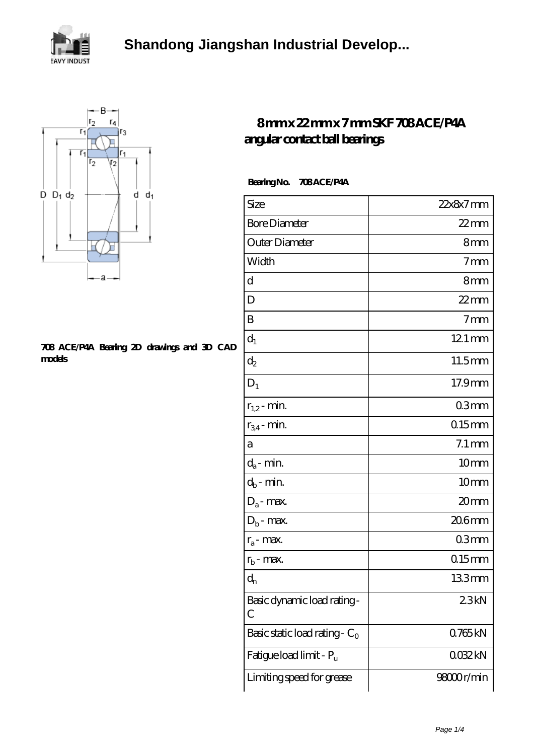# 8 mm x 22 mm x 7 mm SKF 708 ACE/P4A angular contact ball bearings

**Bearing No. 708 ACE/P4A**

708 ACE/P4A Bearing 2D drawings and 3D CAD models

| Size | 22x8x7 mm |
| --- | --- |
| Bore Diameter | 22 mm |
| Outer Diameter | 8 mm |
| Width | 7 mm |
| d | 8 mm |
| D | 22 mm |
| B | 7 mm |
| $d_1$ | 12.1 mm |
| $d_2$ | 11.5 mm |
| $D_1$ | 17.9 mm |
| $r_{1,2}$ - min. | 0.3 mm |
| $r_{3,4}$ - min. | 0.15 mm |
| a | 7.1 mm |
| $d_a$ - min. | 10 mm |
| $d_b$ - min. | 10 mm |
| $D_a$ - max. | 20 mm |
| $D_b$ - max. | 20.6 mm |
| $r_a$ - max. | 0.3 mm |
| $r_b$ - max. | 0.15 mm |
| $d_n$ | 13.3 mm |
| Basic dynamic load rating - C | 2.3 kN |
| Basic static load rating - $C_0$ | 0.765 kN |
| Fatigue load limit - $P_u$ | 0.032 kN |
| Limiting speed for grease | 98000 r/min |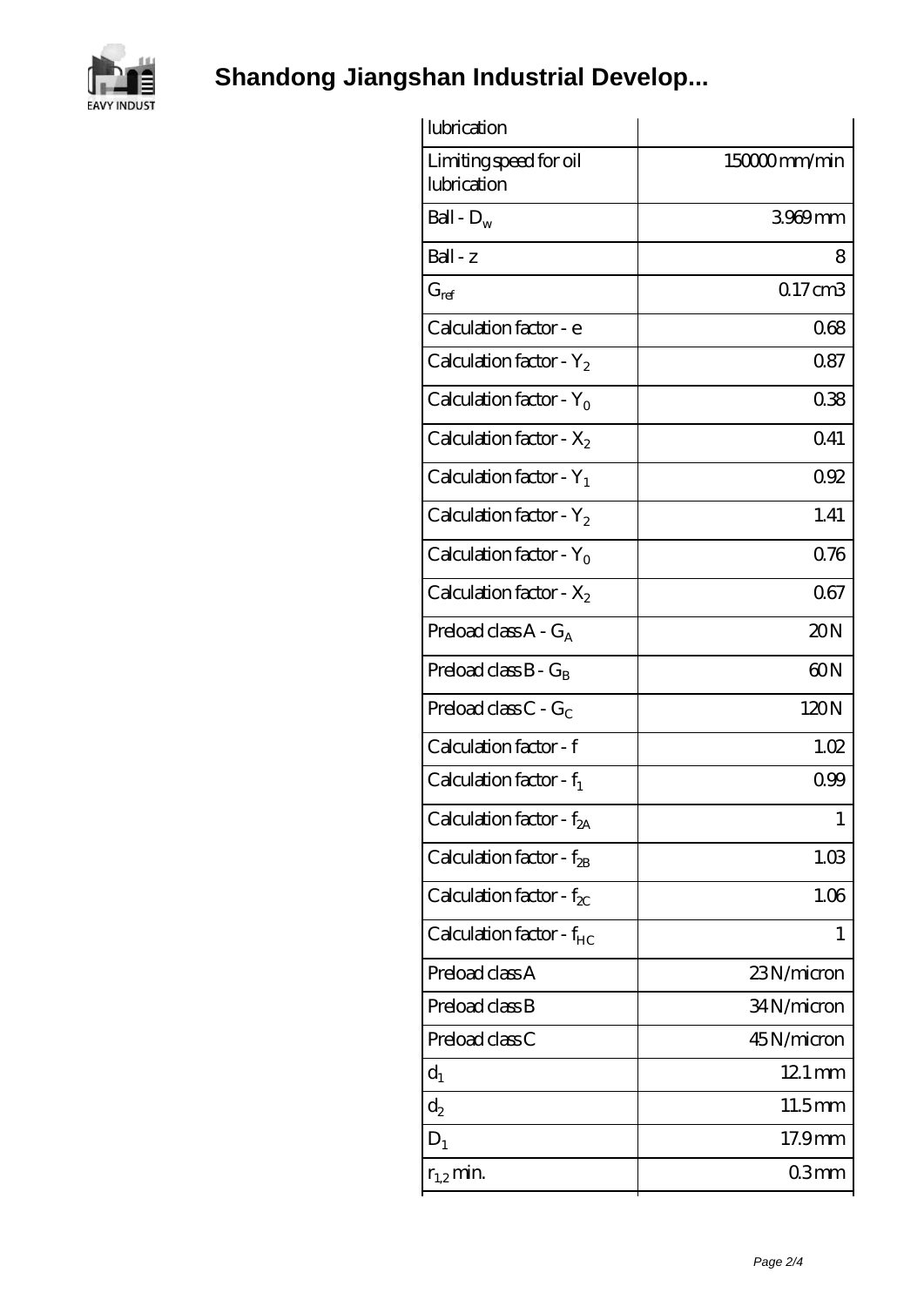| | |
|---|---|
| lubrication | |
| Limiting speed for oil lubrication | 150000 mm/min |
| Ball - $D_w$ | 3.969 mm |
| Ball - z | 8 |
| $G_{ref}$ | 0.17 cm3 |
| Calculation factor - e | 0.68 |
| Calculation factor - $Y_2$ | 0.87 |
| Calculation factor - $Y_0$ | 0.38 |
| Calculation factor - $X_2$ | 0.41 |
| Calculation factor - $Y_1$ | 0.92 |
| Calculation factor - $Y_2$ | 1.41 |
| Calculation factor - $Y_0$ | 0.76 |
| Calculation factor - $X_2$ | 0.67 |
| Preload class A - $G_A$ | 20 N |
| Preload class B - $G_B$ | 60 N |
| Preload class C - $G_C$ | 120 N |
| Calculation factor - f | 1.02 |
| Calculation factor - $f_1$ | 0.99 |
| Calculation factor - $f_{2A}$ | 1 |
| Calculation factor - $f_{2B}$ | 1.03 |
| Calculation factor - $f_{2C}$ | 1.06 |
| Calculation factor - $f_{HC}$ | 1 |
| Preload class A | 23 N/micron |
| Preload class B | 34 N/micron |
| Preload class C | 45 N/micron |
| $d_1$ | 12.1 mm |
| $d_2$ | 11.5 mm |
| $D_1$ | 17.9 mm |
| $r_{1,2}$ min. | 0.3 mm |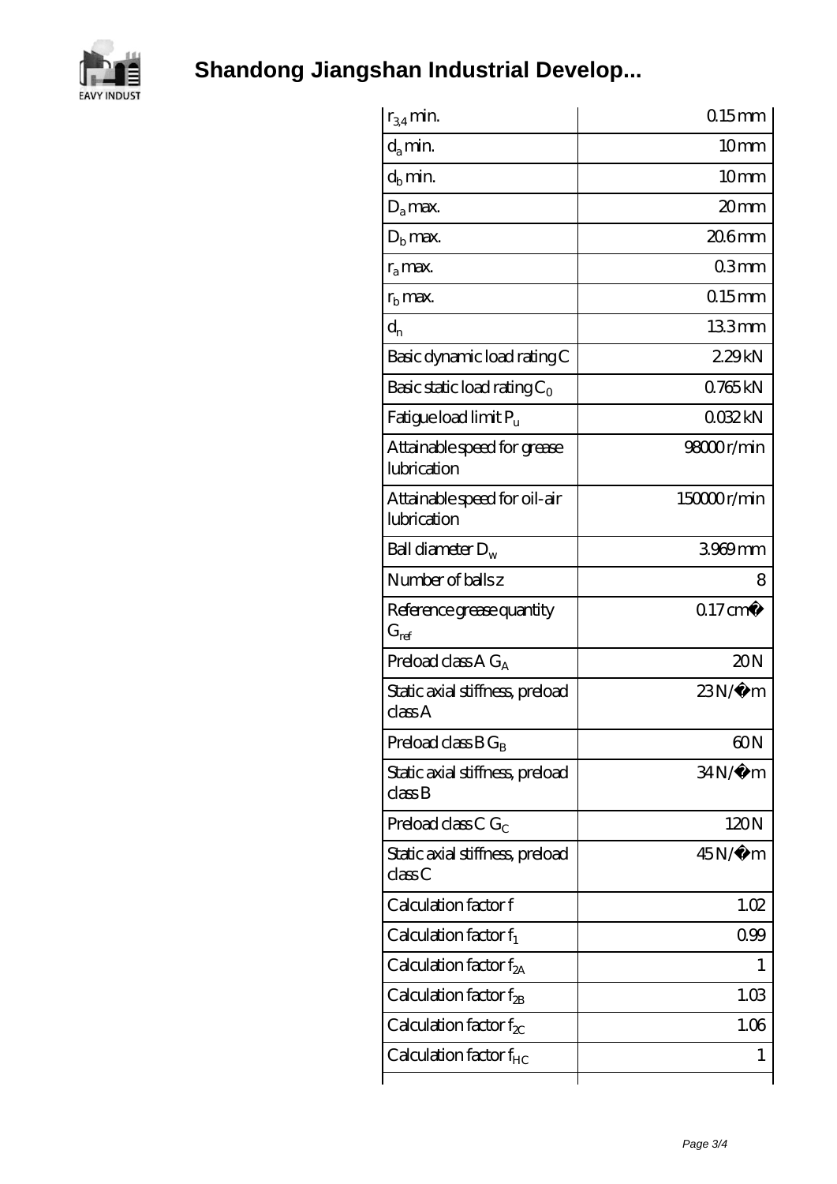| $r_{3,4}$ min. | 0.15 mm |
|---|---|
| $d_a$ min. | 10 mm |
| $d_b$ min. | 10 mm |
| $D_a$ max. | 20 mm |
| $D_b$ max. | 20.6 mm |
| $r_a$ max. | 0.3 mm |
| $r_b$ max. | 0.15 mm |
| $d_n$ | 13.3 mm |
| Basic dynamic load rating C | 2.29 kN |
| Basic static load rating $C_0$ | 0.765 kN |
| Fatigue load limit $P_u$ | 0.032 kN |
| Attainable speed for grease lubrication | 98000 r/min |
| Attainable speed for oil-air lubrication | 150000 r/min |
| Ball diameter $D_w$ | 3.969 mm |
| Number of balls z | 8 |
| Reference grease quantity $G_{ref}$ | 0.17 cm� |
| Preload class A $G_A$ | 20 N |
| Static axial stiffness, preload class A | 23 N/�m |
| Preload class B $G_B$ | 60 N |
| Static axial stiffness, preload class B | 34 N/�m |
| Preload class C $G_C$ | 120 N |
| Static axial stiffness, preload class C | 45 N/�m |
| Calculation factor f | 1.02 |
| Calculation factor $f_1$ | 0.99 |
| Calculation factor $f_{2A}$ | 1 |
| Calculation factor $f_{2B}$ | 1.03 |
| Calculation factor $f_{2C}$ | 1.06 |
| Calculation factor $f_{HC}$ | 1 |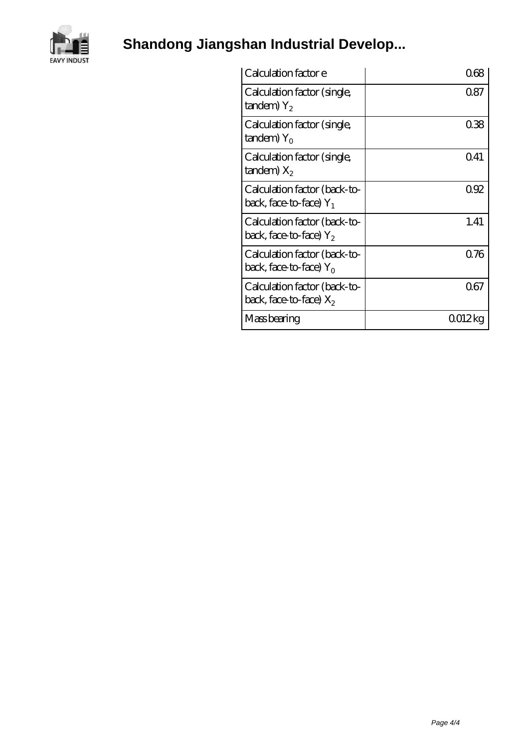| | |
|---|---|
| Calculation factor e | 0.68 |
| Calculation factor (single, tandem) $Y_2$ | 0.87 |
| Calculation factor (single, tandem) $Y_0$ | 0.38 |
| Calculation factor (single, tandem) $X_2$ | 0.41 |
| Calculation factor (back-to-back, face-to-face) $Y_1$ | 0.92 |
| Calculation factor (back-to-back, face-to-face) $Y_2$ | 1.41 |
| Calculation factor (back-to-back, face-to-face) $Y_0$ | 0.76 |
| Calculation factor (back-to-back, face-to-face) $X_2$ | 0.67 |
| Mass bearing | 0.012 kg |